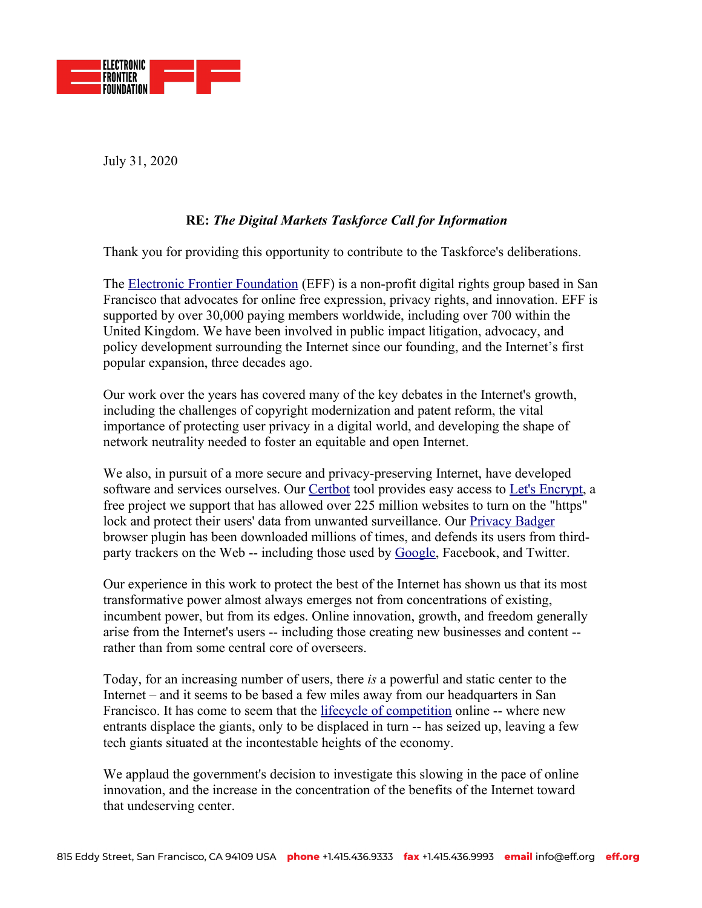July 31, 2020

**RE:** ***The Digital Markets Taskforce Call for Information***

Thank you for providing this opportunity to contribute to the Taskforce's deliberations.

The Electronic Frontier Foundation (EFF) is a non-profit digital rights group based in San Francisco that advocates for online free expression, privacy rights, and innovation. EFF is supported by over 30,000 paying members worldwide, including over 700 within the United Kingdom. We have been involved in public impact litigation, advocacy, and policy development surrounding the Internet since our founding, and the Internet's first popular expansion, three decades ago.

Our work over the years has covered many of the key debates in the Internet's growth, including the challenges of copyright modernization and patent reform, the vital importance of protecting user privacy in a digital world, and developing the shape of network neutrality needed to foster an equitable and open Internet.

We also, in pursuit of a more secure and privacy-preserving Internet, have developed software and services ourselves. Our Certbot tool provides easy access to Let's Encrypt, a free project we support that has allowed over 225 million websites to turn on the "https" lock and protect their users' data from unwanted surveillance. Our Privacy Badger browser plugin has been downloaded millions of times, and defends its users from third-party trackers on the Web -- including those used by Google, Facebook, and Twitter.

Our experience in this work to protect the best of the Internet has shown us that its most transformative power almost always emerges not from concentrations of existing, incumbent power, but from its edges. Online innovation, growth, and freedom generally arise from the Internet's users -- including those creating new businesses and content -- rather than from some central core of overseers.

Today, for an increasing number of users, there *is* a powerful and static center to the Internet – and it seems to be based a few miles away from our headquarters in San Francisco. It has come to seem that the lifecycle of competition online -- where new entrants displace the giants, only to be displaced in turn -- has seized up, leaving a few tech giants situated at the incontestable heights of the economy.

We applaud the government's decision to investigate this slowing in the pace of online innovation, and the increase in the concentration of the benefits of the Internet toward that undeserving center.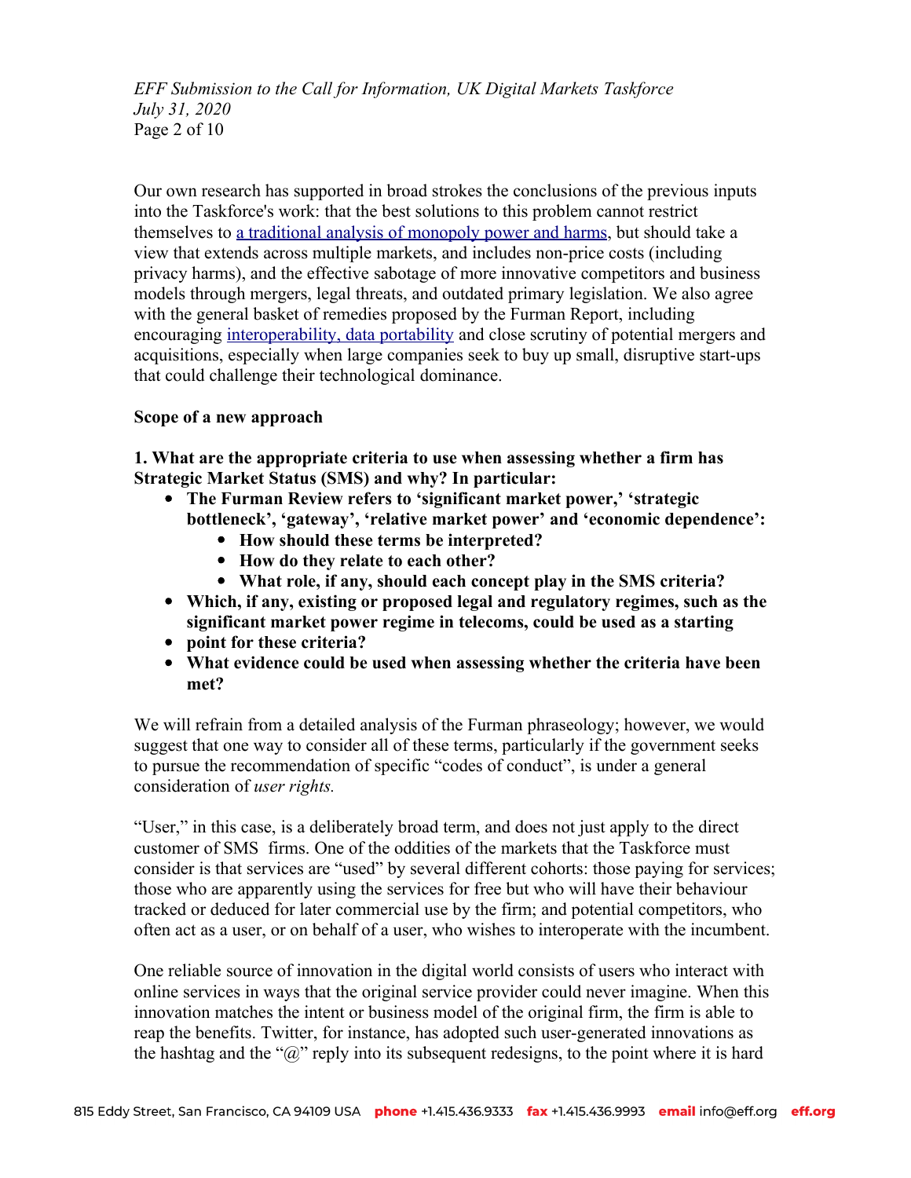Our own research has supported in broad strokes the conclusions of the previous inputs into the Taskforce's work: that the best solutions to this problem cannot restrict themselves to a traditional analysis of monopoly power and harms, but should take a view that extends across multiple markets, and includes non-price costs (including privacy harms), and the effective sabotage of more innovative competitors and business models through mergers, legal threats, and outdated primary legislation. We also agree with the general basket of remedies proposed by the Furman Report, including encouraging interoperability, data portability and close scrutiny of potential mergers and acquisitions, especially when large companies seek to buy up small, disruptive start-ups that could challenge their technological dominance.

**Scope of a new approach**

**1. What are the appropriate criteria to use when assessing whether a firm has Strategic Market Status (SMS) and why? In particular:**

- **The Furman Review refers to 'significant market power,' 'strategic bottleneck', 'gateway', 'relative market power' and 'economic dependence':**
    - **How should these terms be interpreted?**
    - **How do they relate to each other?**
    - **What role, if any, should each concept play in the SMS criteria?**
- **Which, if any, existing or proposed legal and regulatory regimes, such as the significant market power regime in telecoms, could be used as a starting**
- **point for these criteria?**
- **What evidence could be used when assessing whether the criteria have been met?**

We will refrain from a detailed analysis of the Furman phraseology; however, we would suggest that one way to consider all of these terms, particularly if the government seeks to pursue the recommendation of specific "codes of conduct", is under a general consideration of *user rights.*

"User," in this case, is a deliberately broad term, and does not just apply to the direct customer of SMS firms. One of the oddities of the markets that the Taskforce must consider is that services are "used" by several different cohorts: those paying for services; those who are apparently using the services for free but who will have their behaviour tracked or deduced for later commercial use by the firm; and potential competitors, who often act as a user, or on behalf of a user, who wishes to interoperate with the incumbent.

One reliable source of innovation in the digital world consists of users who interact with online services in ways that the original service provider could never imagine. When this innovation matches the intent or business model of the original firm, the firm is able to reap the benefits. Twitter, for instance, has adopted such user-generated innovations as the hashtag and the "@" reply into its subsequent redesigns, to the point where it is hard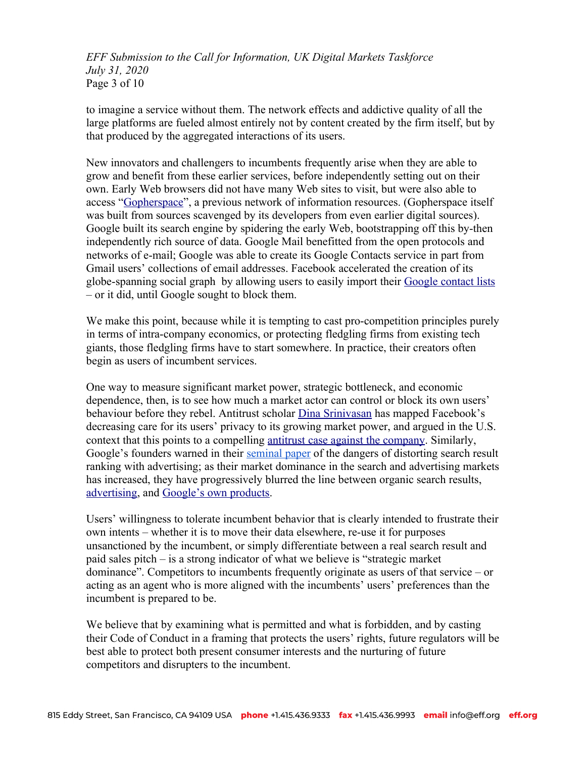to imagine a service without them. The network effects and addictive quality of all the large platforms are fueled almost entirely not by content created by the firm itself, but by that produced by the aggregated interactions of its users.

New innovators and challengers to incumbents frequently arise when they are able to grow and benefit from these earlier services, before independently setting out on their own. Early Web browsers did not have many Web sites to visit, but were also able to access "Gopherspace", a previous network of information resources. (Gopherspace itself was built from sources scavenged by its developers from even earlier digital sources). Google built its search engine by spidering the early Web, bootstrapping off this by-then independently rich source of data. Google Mail benefitted from the open protocols and networks of e-mail; Google was able to create its Google Contacts service in part from Gmail users' collections of email addresses. Facebook accelerated the creation of its globe-spanning social graph by allowing users to easily import their Google contact lists – or it did, until Google sought to block them.

We make this point, because while it is tempting to cast pro-competition principles purely in terms of intra-company economics, or protecting fledgling firms from existing tech giants, those fledgling firms have to start somewhere. In practice, their creators often begin as users of incumbent services.

One way to measure significant market power, strategic bottleneck, and economic dependence, then, is to see how much a market actor can control or block its own users' behaviour before they rebel. Antitrust scholar Dina Srinivasan has mapped Facebook's decreasing care for its users' privacy to its growing market power, and argued in the U.S. context that this points to a compelling antitrust case against the company. Similarly, Google's founders warned in their seminal paper of the dangers of distorting search result ranking with advertising; as their market dominance in the search and advertising markets has increased, they have progressively blurred the line between organic search results, advertising, and Google's own products.

Users' willingness to tolerate incumbent behavior that is clearly intended to frustrate their own intents – whether it is to move their data elsewhere, re-use it for purposes unsanctioned by the incumbent, or simply differentiate between a real search result and paid sales pitch – is a strong indicator of what we believe is "strategic market dominance". Competitors to incumbents frequently originate as users of that service – or acting as an agent who is more aligned with the incumbents' users' preferences than the incumbent is prepared to be.

We believe that by examining what is permitted and what is forbidden, and by casting their Code of Conduct in a framing that protects the users' rights, future regulators will be best able to protect both present consumer interests and the nurturing of future competitors and disrupters to the incumbent.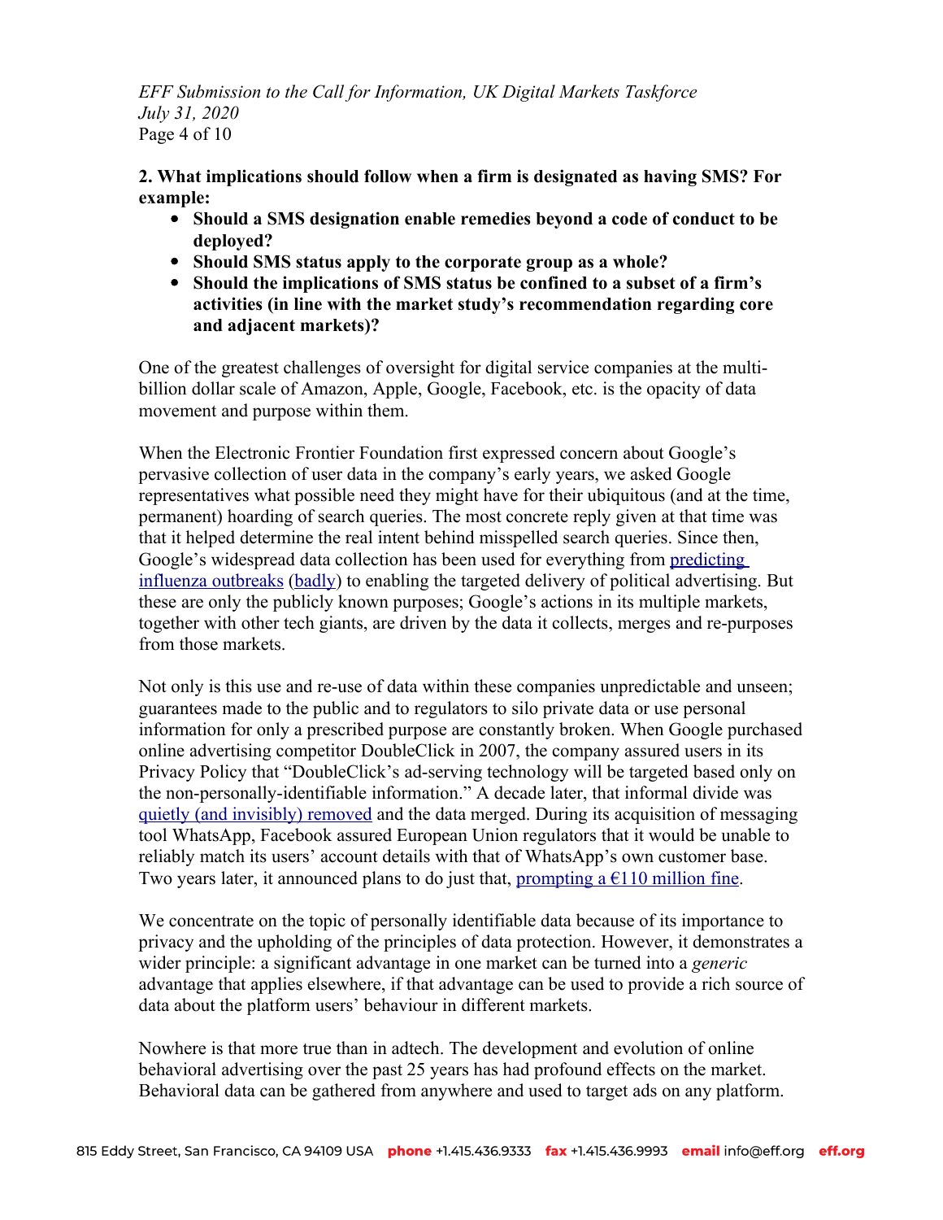**2. What implications should follow when a firm is designated as having SMS? For example:**

- **Should a SMS designation enable remedies beyond a code of conduct to be deployed?**
- **Should SMS status apply to the corporate group as a whole?**
- **Should the implications of SMS status be confined to a subset of a firm's activities (in line with the market study's recommendation regarding core and adjacent markets)?**

One of the greatest challenges of oversight for digital service companies at the multi-billion dollar scale of Amazon, Apple, Google, Facebook, etc. is the opacity of data movement and purpose within them.

When the Electronic Frontier Foundation first expressed concern about Google's pervasive collection of user data in the company's early years, we asked Google representatives what possible need they might have for their ubiquitous (and at the time, permanent) hoarding of search queries. The most concrete reply given at that time was that it helped determine the real intent behind misspelled search queries. Since then, Google's widespread data collection has been used for everything from predicting influenza outbreaks (badly) to enabling the targeted delivery of political advertising. But these are only the publicly known purposes; Google's actions in its multiple markets, together with other tech giants, are driven by the data it collects, merges and re-purposes from those markets.

Not only is this use and re-use of data within these companies unpredictable and unseen; guarantees made to the public and to regulators to silo private data or use personal information for only a prescribed purpose are constantly broken. When Google purchased online advertising competitor DoubleClick in 2007, the company assured users in its Privacy Policy that "DoubleClick's ad-serving technology will be targeted based only on the non-personally-identifiable information." A decade later, that informal divide was quietly (and invisibly) removed and the data merged. During its acquisition of messaging tool WhatsApp, Facebook assured European Union regulators that it would be unable to reliably match its users' account details with that of WhatsApp's own customer base. Two years later, it announced plans to do just that, prompting a €110 million fine.

We concentrate on the topic of personally identifiable data because of its importance to privacy and the upholding of the principles of data protection. However, it demonstrates a wider principle: a significant advantage in one market can be turned into a *generic* advantage that applies elsewhere, if that advantage can be used to provide a rich source of data about the platform users' behaviour in different markets.

Nowhere is that more true than in adtech. The development and evolution of online behavioral advertising over the past 25 years has had profound effects on the market. Behavioral data can be gathered from anywhere and used to target ads on any platform.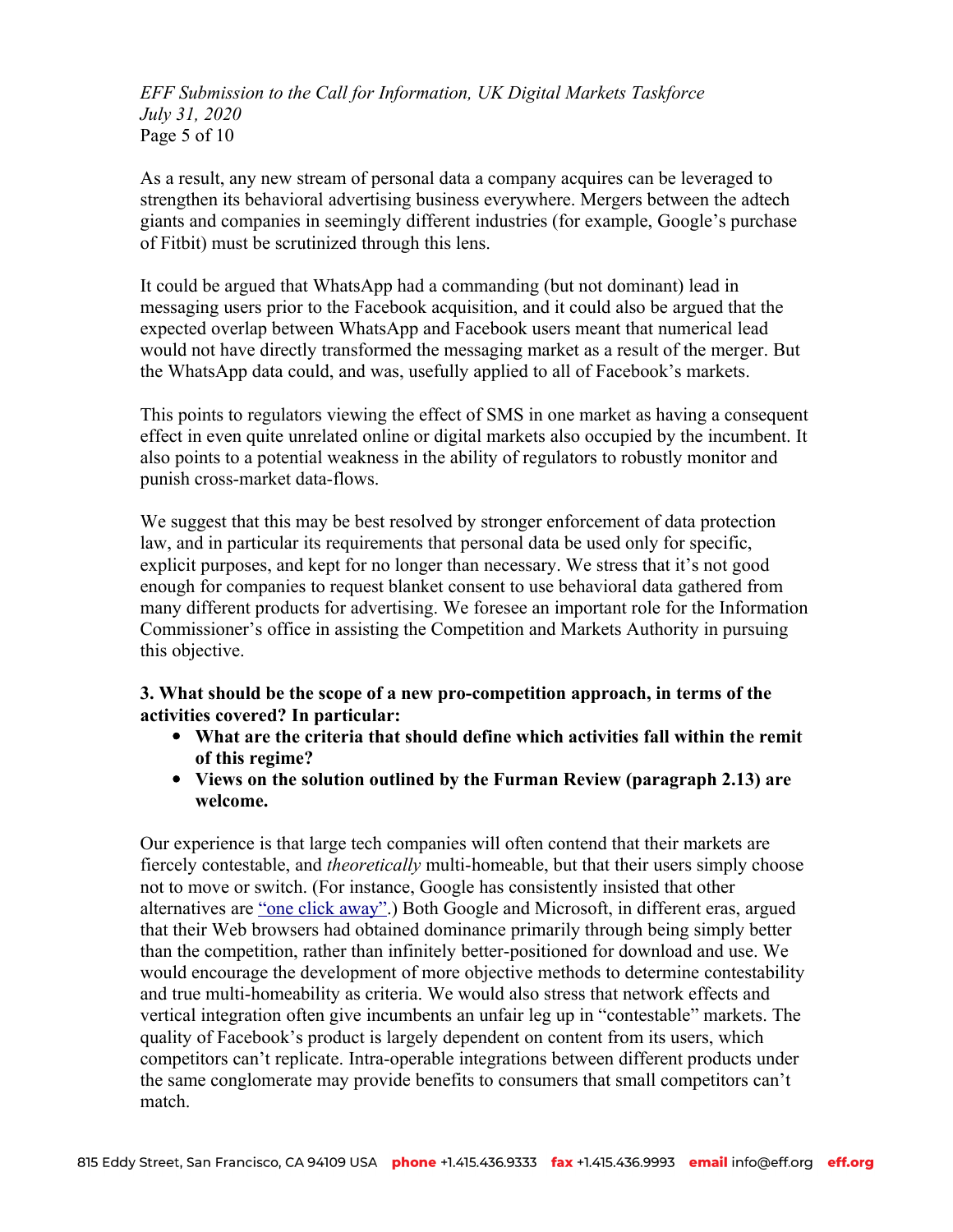As a result, any new stream of personal data a company acquires can be leveraged to strengthen its behavioral advertising business everywhere. Mergers between the adtech giants and companies in seemingly different industries (for example, Google's purchase of Fitbit) must be scrutinized through this lens.

It could be argued that WhatsApp had a commanding (but not dominant) lead in messaging users prior to the Facebook acquisition, and it could also be argued that the expected overlap between WhatsApp and Facebook users meant that numerical lead would not have directly transformed the messaging market as a result of the merger. But the WhatsApp data could, and was, usefully applied to all of Facebook's markets.

This points to regulators viewing the effect of SMS in one market as having a consequent effect in even quite unrelated online or digital markets also occupied by the incumbent. It also points to a potential weakness in the ability of regulators to robustly monitor and punish cross-market data-flows.

We suggest that this may be best resolved by stronger enforcement of data protection law, and in particular its requirements that personal data be used only for specific, explicit purposes, and kept for no longer than necessary. We stress that it's not good enough for companies to request blanket consent to use behavioral data gathered from many different products for advertising. We foresee an important role for the Information Commissioner's office in assisting the Competition and Markets Authority in pursuing this objective.

**3. What should be the scope of a new pro-competition approach, in terms of the activities covered? In particular:**

- **What are the criteria that should define which activities fall within the remit of this regime?**
- **Views on the solution outlined by the Furman Review (paragraph 2.13) are welcome.**

Our experience is that large tech companies will often contend that their markets are fiercely contestable, and *theoretically* multi-homeable, but that their users simply choose not to move or switch. (For instance, Google has consistently insisted that other alternatives are "one click away".) Both Google and Microsoft, in different eras, argued that their Web browsers had obtained dominance primarily through being simply better than the competition, rather than infinitely better-positioned for download and use. We would encourage the development of more objective methods to determine contestability and true multi-homeability as criteria. We would also stress that network effects and vertical integration often give incumbents an unfair leg up in "contestable" markets. The quality of Facebook's product is largely dependent on content from its users, which competitors can't replicate. Intra-operable integrations between different products under the same conglomerate may provide benefits to consumers that small competitors can't match.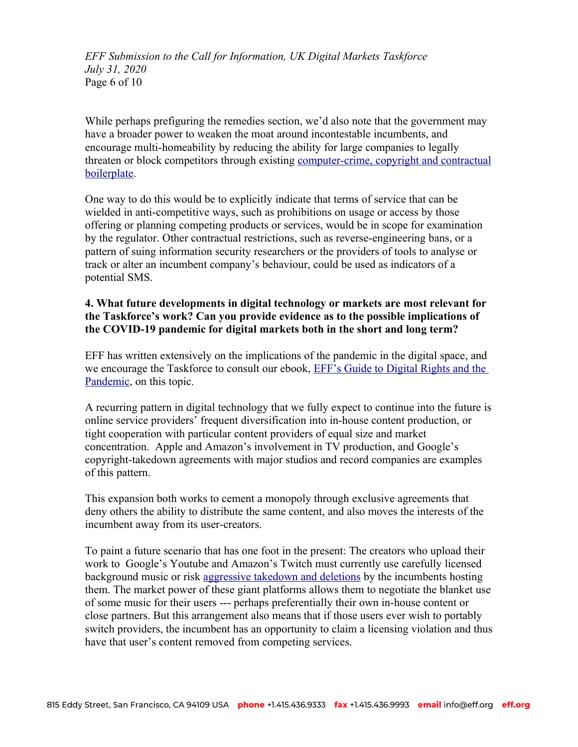While perhaps prefiguring the remedies section, we'd also note that the government may have a broader power to weaken the moat around incontestable incumbents, and encourage multi-homeability by reducing the ability for large companies to legally threaten or block competitors through existing computer-crime, copyright and contractual boilerplate.

One way to do this would be to explicitly indicate that terms of service that can be wielded in anti-competitive ways, such as prohibitions on usage or access by those offering or planning competing products or services, would be in scope for examination by the regulator. Other contractual restrictions, such as reverse-engineering bans, or a pattern of suing information security researchers or the providers of tools to analyse or track or alter an incumbent company's behaviour, could be used as indicators of a potential SMS.

**4. What future developments in digital technology or markets are most relevant for the Taskforce's work? Can you provide evidence as to the possible implications of the COVID-19 pandemic for digital markets both in the short and long term?**

EFF has written extensively on the implications of the pandemic in the digital space, and we encourage the Taskforce to consult our ebook, EFF's Guide to Digital Rights and the Pandemic, on this topic.

A recurring pattern in digital technology that we fully expect to continue into the future is online service providers' frequent diversification into in-house content production, or tight cooperation with particular content providers of equal size and market concentration. Apple and Amazon's involvement in TV production, and Google's copyright-takedown agreements with major studios and record companies are examples of this pattern.

This expansion both works to cement a monopoly through exclusive agreements that deny others the ability to distribute the same content, and also moves the interests of the incumbent away from its user-creators.

To paint a future scenario that has one foot in the present: The creators who upload their work to Google's Youtube and Amazon's Twitch must currently use carefully licensed background music or risk aggressive takedown and deletions by the incumbents hosting them. The market power of these giant platforms allows them to negotiate the blanket use of some music for their users --- perhaps preferentially their own in-house content or close partners. But this arrangement also means that if those users ever wish to portably switch providers, the incumbent has an opportunity to claim a licensing violation and thus have that user's content removed from competing services.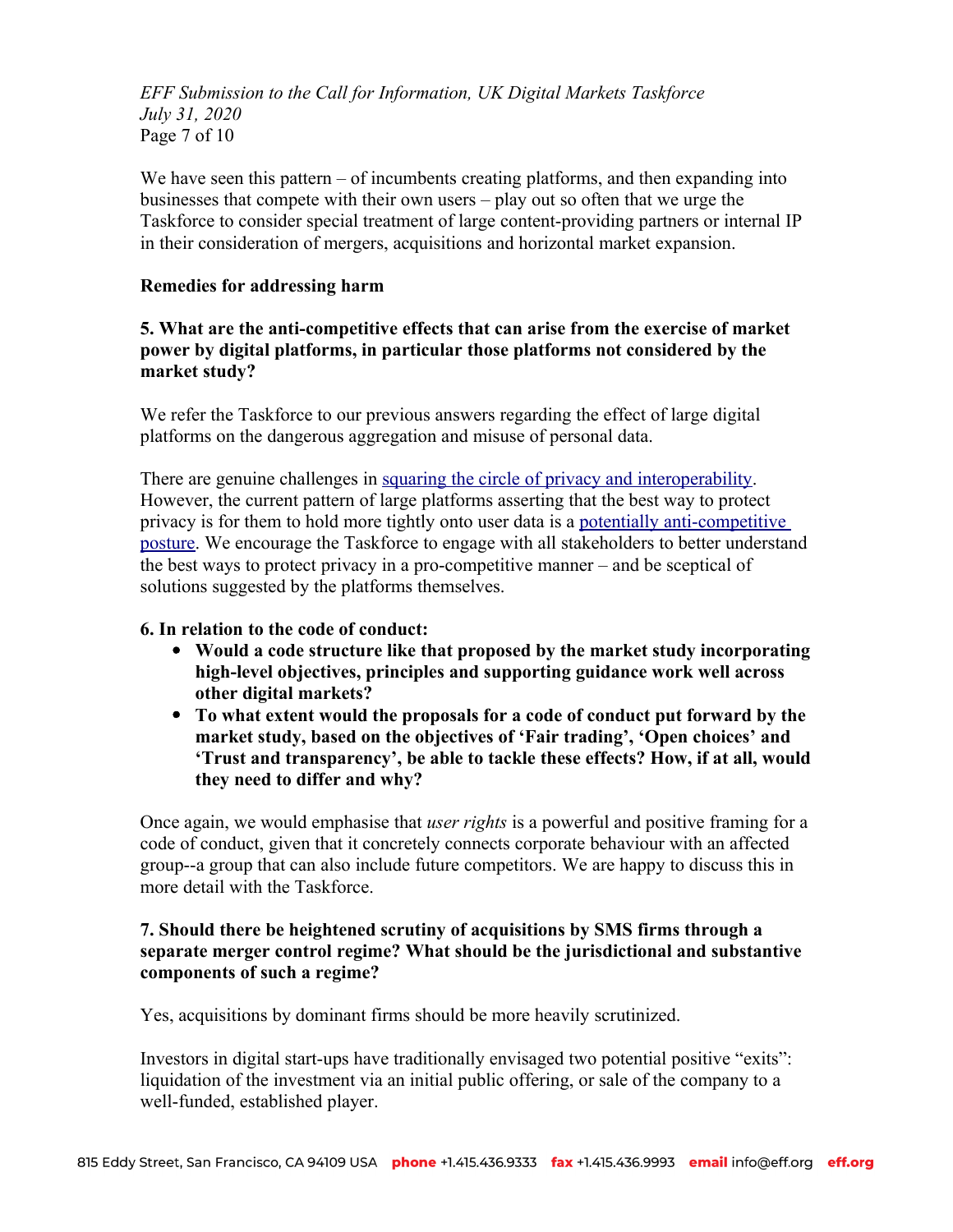We have seen this pattern – of incumbents creating platforms, and then expanding into businesses that compete with their own users – play out so often that we urge the Taskforce to consider special treatment of large content-providing partners or internal IP in their consideration of mergers, acquisitions and horizontal market expansion.

**Remedies for addressing harm**

**5. What are the anti-competitive effects that can arise from the exercise of market power by digital platforms, in particular those platforms not considered by the market study?**

We refer the Taskforce to our previous answers regarding the effect of large digital platforms on the dangerous aggregation and misuse of personal data.

There are genuine challenges in squaring the circle of privacy and interoperability. However, the current pattern of large platforms asserting that the best way to protect privacy is for them to hold more tightly onto user data is a potentially anti-competitive posture. We encourage the Taskforce to engage with all stakeholders to better understand the best ways to protect privacy in a pro-competitive manner – and be sceptical of solutions suggested by the platforms themselves.

**6. In relation to the code of conduct:**

- **Would a code structure like that proposed by the market study incorporating high-level objectives, principles and supporting guidance work well across other digital markets?**
- **To what extent would the proposals for a code of conduct put forward by the market study, based on the objectives of 'Fair trading', 'Open choices' and 'Trust and transparency', be able to tackle these effects? How, if at all, would they need to differ and why?**

Once again, we would emphasise that *user rights* is a powerful and positive framing for a code of conduct, given that it concretely connects corporate behaviour with an affected group--a group that can also include future competitors. We are happy to discuss this in more detail with the Taskforce.

**7. Should there be heightened scrutiny of acquisitions by SMS firms through a separate merger control regime? What should be the jurisdictional and substantive components of such a regime?**

Yes, acquisitions by dominant firms should be more heavily scrutinized.

Investors in digital start-ups have traditionally envisaged two potential positive "exits": liquidation of the investment via an initial public offering, or sale of the company to a well-funded, established player.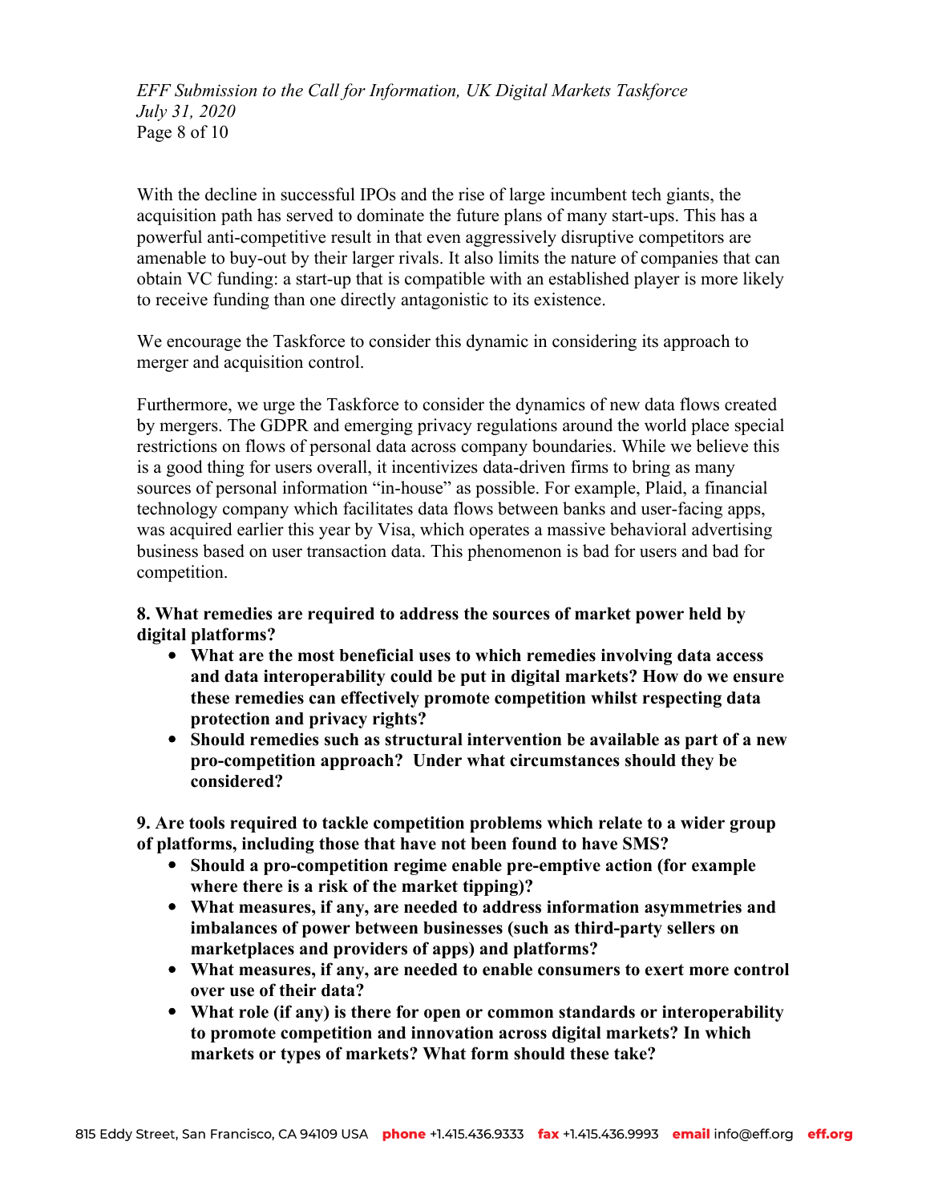With the decline in successful IPOs and the rise of large incumbent tech giants, the acquisition path has served to dominate the future plans of many start-ups. This has a powerful anti-competitive result in that even aggressively disruptive competitors are amenable to buy-out by their larger rivals. It also limits the nature of companies that can obtain VC funding: a start-up that is compatible with an established player is more likely to receive funding than one directly antagonistic to its existence.

We encourage the Taskforce to consider this dynamic in considering its approach to merger and acquisition control.

Furthermore, we urge the Taskforce to consider the dynamics of new data flows created by mergers. The GDPR and emerging privacy regulations around the world place special restrictions on flows of personal data across company boundaries. While we believe this is a good thing for users overall, it incentivizes data-driven firms to bring as many sources of personal information "in-house" as possible. For example, Plaid, a financial technology company which facilitates data flows between banks and user-facing apps, was acquired earlier this year by Visa, which operates a massive behavioral advertising business based on user transaction data. This phenomenon is bad for users and bad for competition.

**8. What remedies are required to address the sources of market power held by digital platforms?**

- **What are the most beneficial uses to which remedies involving data access and data interoperability could be put in digital markets? How do we ensure these remedies can effectively promote competition whilst respecting data protection and privacy rights?**
- **Should remedies such as structural intervention be available as part of a new pro-competition approach? Under what circumstances should they be considered?**

**9. Are tools required to tackle competition problems which relate to a wider group of platforms, including those that have not been found to have SMS?**

- **Should a pro-competition regime enable pre-emptive action (for example where there is a risk of the market tipping)?**
- **What measures, if any, are needed to address information asymmetries and imbalances of power between businesses (such as third-party sellers on marketplaces and providers of apps) and platforms?**
- **What measures, if any, are needed to enable consumers to exert more control over use of their data?**
- **What role (if any) is there for open or common standards or interoperability to promote competition and innovation across digital markets? In which markets or types of markets? What form should these take?**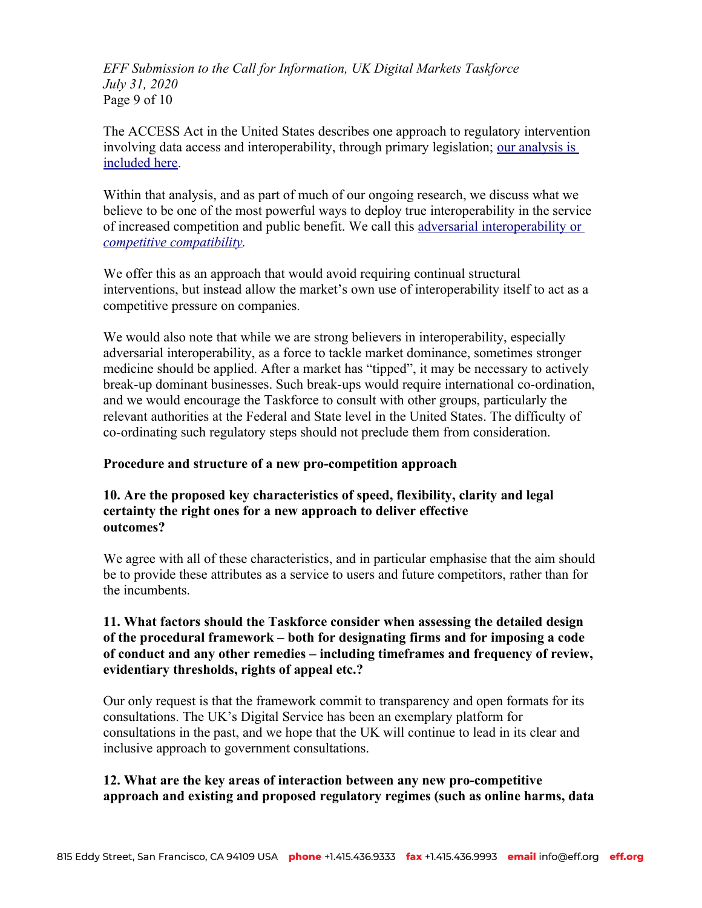The ACCESS Act in the United States describes one approach to regulatory intervention involving data access and interoperability, through primary legislation; our analysis is included here.

Within that analysis, and as part of much of our ongoing research, we discuss what we believe to be one of the most powerful ways to deploy true interoperability in the service of increased competition and public benefit. We call this adversarial interoperability or *competitive compatibility*.

We offer this as an approach that would avoid requiring continual structural interventions, but instead allow the market's own use of interoperability itself to act as a competitive pressure on companies.

We would also note that while we are strong believers in interoperability, especially adversarial interoperability, as a force to tackle market dominance, sometimes stronger medicine should be applied. After a market has "tipped", it may be necessary to actively break-up dominant businesses. Such break-ups would require international co-ordination, and we would encourage the Taskforce to consult with other groups, particularly the relevant authorities at the Federal and State level in the United States. The difficulty of co-ordinating such regulatory steps should not preclude them from consideration.

**Procedure and structure of a new pro-competition approach**

**10. Are the proposed key characteristics of speed, flexibility, clarity and legal certainty the right ones for a new approach to deliver effective outcomes?**

We agree with all of these characteristics, and in particular emphasise that the aim should be to provide these attributes as a service to users and future competitors, rather than for the incumbents.

**11. What factors should the Taskforce consider when assessing the detailed design of the procedural framework – both for designating firms and for imposing a code of conduct and any other remedies – including timeframes and frequency of review, evidentiary thresholds, rights of appeal etc.?**

Our only request is that the framework commit to transparency and open formats for its consultations. The UK's Digital Service has been an exemplary platform for consultations in the past, and we hope that the UK will continue to lead in its clear and inclusive approach to government consultations.

**12. What are the key areas of interaction between any new pro-competitive approach and existing and proposed regulatory regimes (such as online harms, data**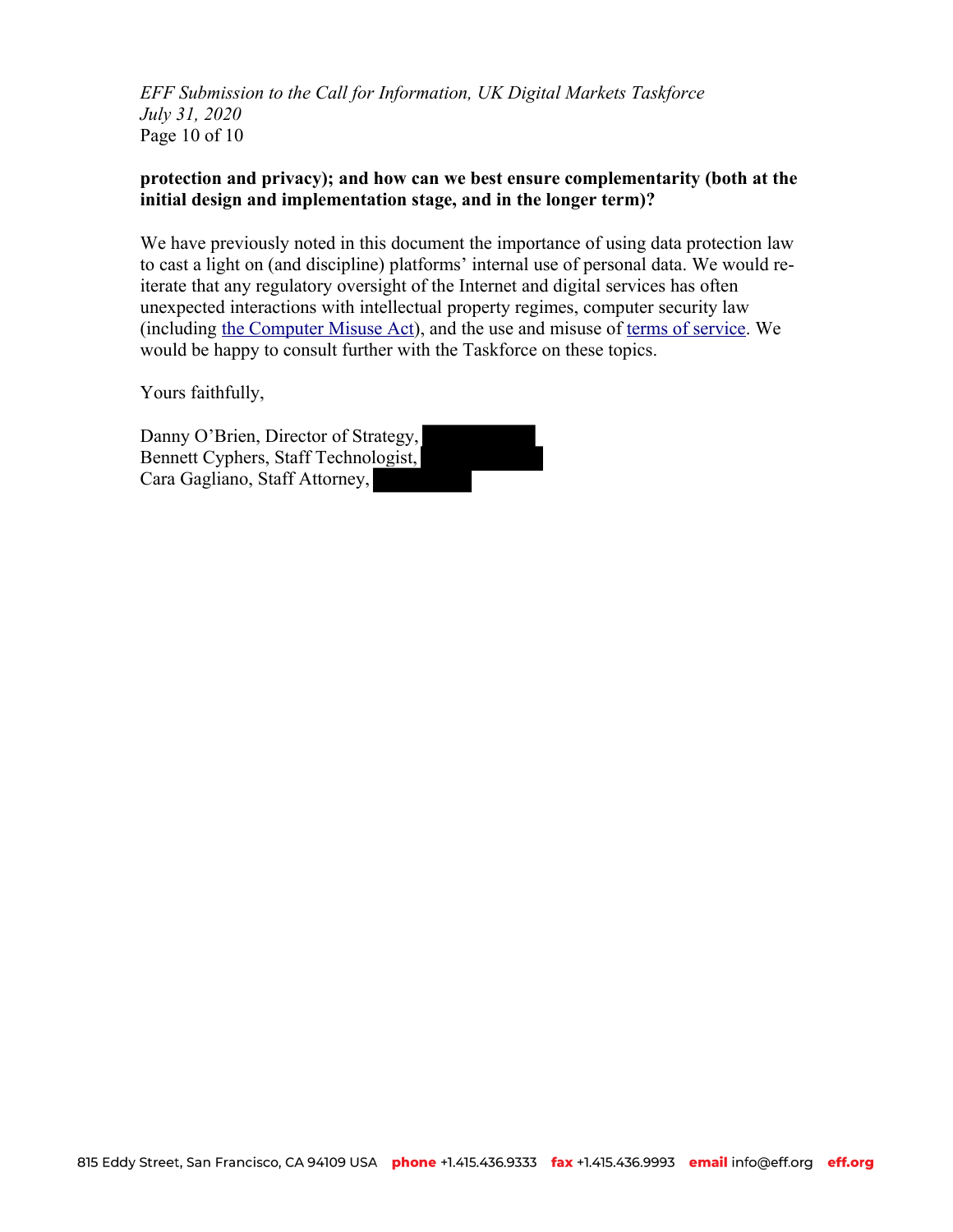**protection and privacy); and how can we best ensure complementarity (both at the initial design and implementation stage, and in the longer term)?**

We have previously noted in this document the importance of using data protection law to cast a light on (and discipline) platforms' internal use of personal data. We would re-iterate that any regulatory oversight of the Internet and digital services has often unexpected interactions with intellectual property regimes, computer security law (including the Computer Misuse Act), and the use and misuse of terms of service. We would be happy to consult further with the Taskforce on these topics.

Yours faithfully,

Danny O'Brien, Director of Strategy,
Bennett Cyphers, Staff Technologist,
Cara Gagliano, Staff Attorney,